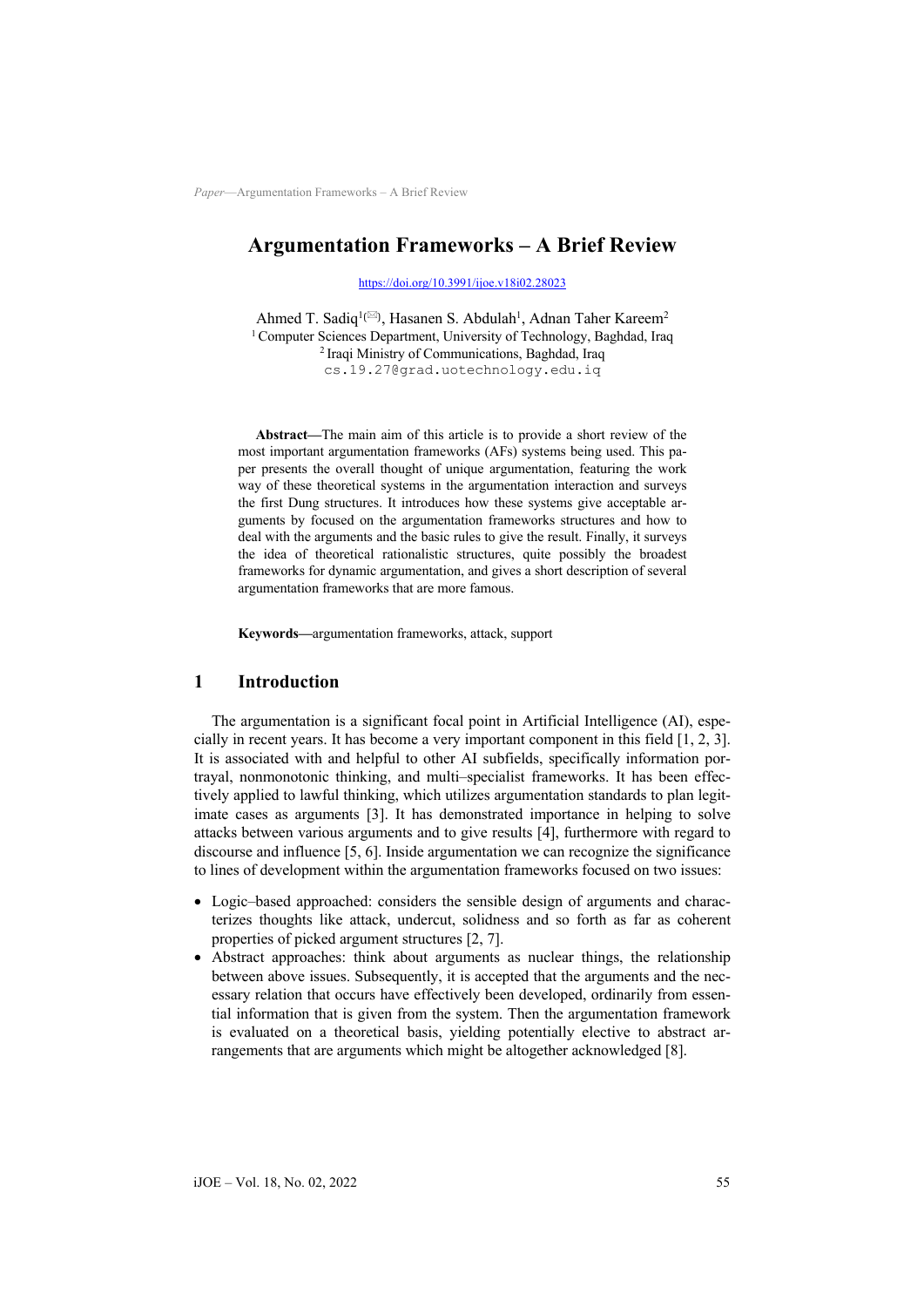# Argumentation Frameworks – A Brief Review

https://doi.org/10.3991/ijoe.v18i02.28023

Ahmed T. Sadiq[1(✉)], Hasanen S. Abdulah[1], Adnan Taher Kareem[2]
[1] Computer Sciences Department, University of Technology, Baghdad, Iraq
[2] Iraqi Ministry of Communications, Baghdad, Iraq
cs.19.27@grad.uotechnology.edu.iq

**Abstract—**The main aim of this article is to provide a short review of the most important argumentation frameworks (AFs) systems being used. This paper presents the overall thought of unique argumentation, featuring the work way of these theoretical systems in the argumentation interaction and surveys the first Dung structures. It introduces how these systems give acceptable arguments by focused on the argumentation frameworks structures and how to deal with the arguments and the basic rules to give the result. Finally, it surveys the idea of theoretical rationalistic structures, quite possibly the broadest frameworks for dynamic argumentation, and gives a short description of several argumentation frameworks that are more famous.

**Keywords—**argumentation frameworks, attack, support

## 1 Introduction

The argumentation is a significant focal point in Artificial Intelligence (AI), especially in recent years. It has become a very important component in this field [1, 2, 3]. It is associated with and helpful to other AI subfields, specifically information portrayal, nonmonotonic thinking, and multi–specialist frameworks. It has been effectively applied to lawful thinking, which utilizes argumentation standards to plan legitimate cases as arguments [3]. It has demonstrated importance in helping to solve attacks between various arguments and to give results [4], furthermore with regard to discourse and influence [5, 6]. Inside argumentation we can recognize the significance to lines of development within the argumentation frameworks focused on two issues:

- Logic–based approached: considers the sensible design of arguments and characterizes thoughts like attack, undercut, solidness and so forth as far as coherent properties of picked argument structures [2, 7].
- Abstract approaches: think about arguments as nuclear things, the relationship between above issues. Subsequently, it is accepted that the arguments and the necessary relation that occurs have effectively been developed, ordinarily from essential information that is given from the system. Then the argumentation framework is evaluated on a theoretical basis, yielding potentially elective to abstract arrangements that are arguments which might be altogether acknowledged [8].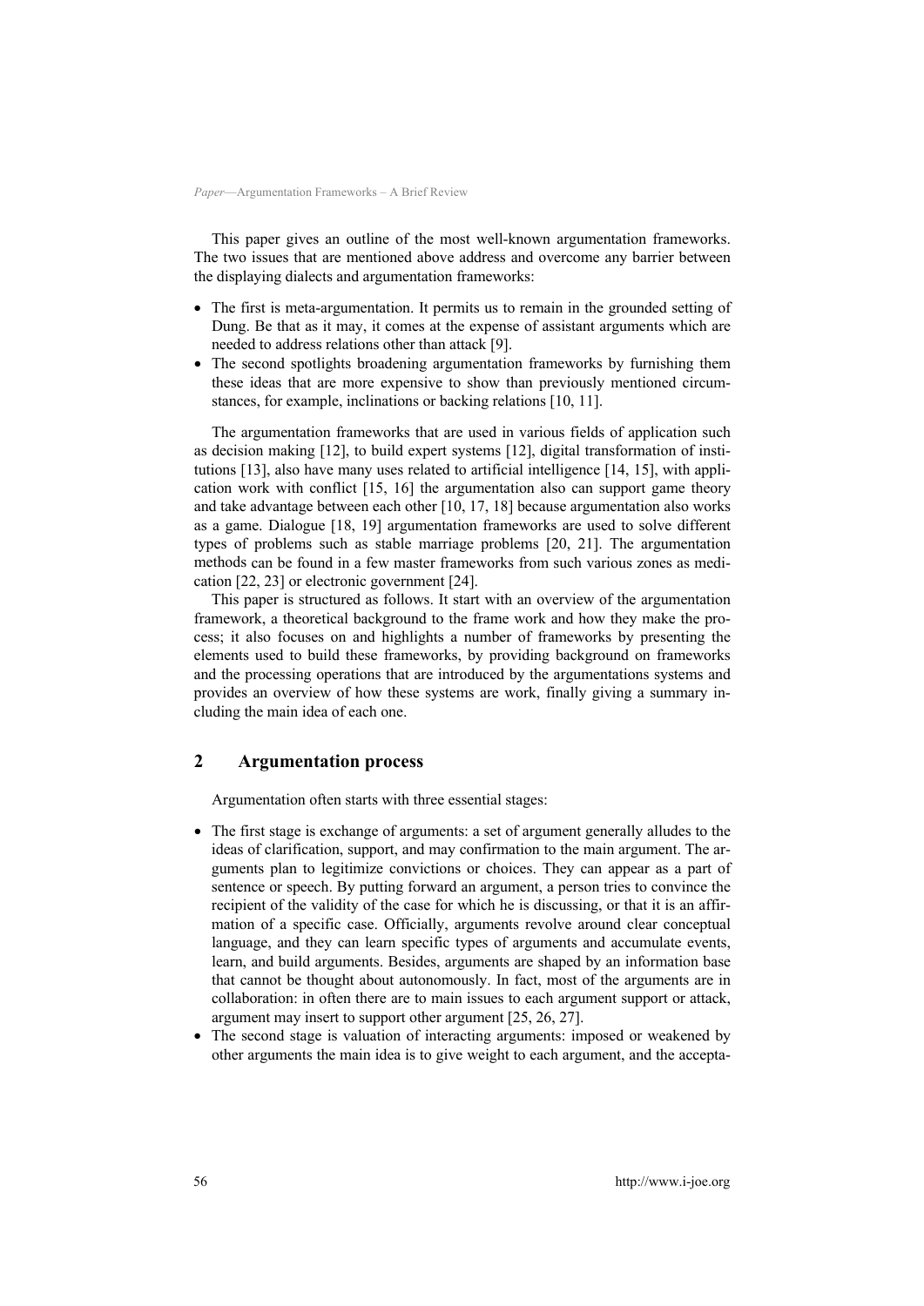This paper gives an outline of the most well-known argumentation frameworks. The two issues that are mentioned above address and overcome any barrier between the displaying dialects and argumentation frameworks:

- The first is meta-argumentation. It permits us to remain in the grounded setting of Dung. Be that as it may, it comes at the expense of assistant arguments which are needed to address relations other than attack [9].
- The second spotlights broadening argumentation frameworks by furnishing them these ideas that are more expensive to show than previously mentioned circumstances, for example, inclinations or backing relations [10, 11].

The argumentation frameworks that are used in various fields of application such as decision making [12], to build expert systems [12], digital transformation of institutions [13], also have many uses related to artificial intelligence [14, 15], with application work with conflict [15, 16] the argumentation also can support game theory and take advantage between each other [10, 17, 18] because argumentation also works as a game. Dialogue [18, 19] argumentation frameworks are used to solve different types of problems such as stable marriage problems [20, 21]. The argumentation methods can be found in a few master frameworks from such various zones as medication [22, 23] or electronic government [24].

This paper is structured as follows. It start with an overview of the argumentation framework, a theoretical background to the frame work and how they make the process; it also focuses on and highlights a number of frameworks by presenting the elements used to build these frameworks, by providing background on frameworks and the processing operations that are introduced by the argumentations systems and provides an overview of how these systems are work, finally giving a summary including the main idea of each one.

## 2 Argumentation process

Argumentation often starts with three essential stages:

- The first stage is exchange of arguments: a set of argument generally alludes to the ideas of clarification, support, and may confirmation to the main argument. The arguments plan to legitimize convictions or choices. They can appear as a part of sentence or speech. By putting forward an argument, a person tries to convince the recipient of the validity of the case for which he is discussing, or that it is an affirmation of a specific case. Officially, arguments revolve around clear conceptual language, and they can learn specific types of arguments and accumulate events, learn, and build arguments. Besides, arguments are shaped by an information base that cannot be thought about autonomously. In fact, most of the arguments are in collaboration: in often there are to main issues to each argument support or attack, argument may insert to support other argument [25, 26, 27].
- The second stage is valuation of interacting arguments: imposed or weakened by other arguments the main idea is to give weight to each argument, and the accepta-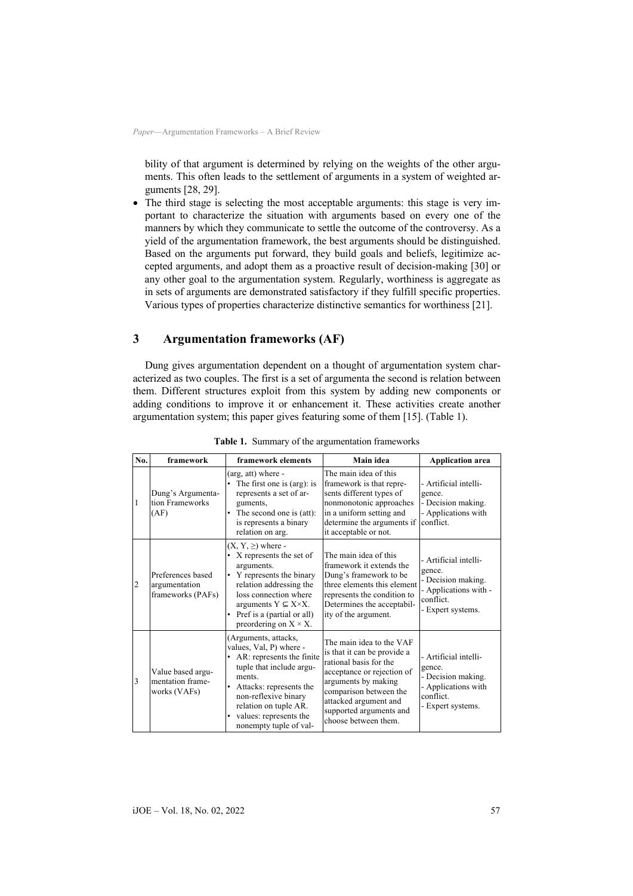bility of that argument is determined by relying on the weights of the other arguments. This often leads to the settlement of arguments in a system of weighted arguments [28, 29].

- The third stage is selecting the most acceptable arguments: this stage is very important to characterize the situation with arguments based on every one of the manners by which they communicate to settle the outcome of the controversy. As a yield of the argumentation framework, the best arguments should be distinguished. Based on the arguments put forward, they build goals and beliefs, legitimize accepted arguments, and adopt them as a proactive result of decision-making [30] or any other goal to the argumentation system. Regularly, worthiness is aggregate as in sets of arguments are demonstrated satisfactory if they fulfill specific properties. Various types of properties characterize distinctive semantics for worthiness [21].

# 3 Argumentation frameworks (AF)

Dung gives argumentation dependent on a thought of argumentation system characterized as two couples. The first is a set of argumenta the second is relation between them. Different structures exploit from this system by adding new components or adding conditions to improve it or enhancement it. These activities create another argumentation system; this paper gives featuring some of them [15]. (Table 1).

**Table 1.** Summary of the argumentation frameworks

| No. | framework | framework elements | Main idea | Application area |
|---|---|---|---|---|
| 1 | Dung's Argumentation Frameworks (AF) | (arg, att) where - <br>• The first one is (arg): is represents a set of arguments, <br>• The second one is (att): is represents a binary relation on arg. | The main idea of this framework is that represents different types of nonmonotonic approaches in a uniform setting and determine the arguments if it acceptable or not. | - Artificial intelligence. <br>- Decision making. <br>- Applications with conflict. |
| 2 | Preferences based argumentation frameworks (PAFs) | (X, Y, ≥) where - <br>• X represents the set of arguments. <br>• Y represents the binary relation addressing the loss connection where arguments $Y \subseteq X \times X$. <br>• Pref is a (partial or all) preordering on $X \times X$. | The main idea of this framework it extends the Dung's framework to be three elements this element represents the condition to Determines the acceptability of the argument. | - Artificial intelligence. <br>- Decision making. <br>- Applications with - conflict. <br>- Expert systems. |
| 3 | Value based argumentation frameworks (VAFs) | (Arguments, attacks, values, Val, P) where - <br>• AR: represents the finite tuple that include arguments. <br>• Attacks: represents the non-reflexive binary relation on tuple AR. <br>• values: represents the nonempty tuple of val- | The main idea to the VAF is that it can be provide a rational basis for the acceptance or rejection of arguments by making comparison between the attacked argument and supported arguments and choose between them. | - Artificial intelligence. <br>- Decision making. <br>- Applications with conflict. <br>- Expert systems. |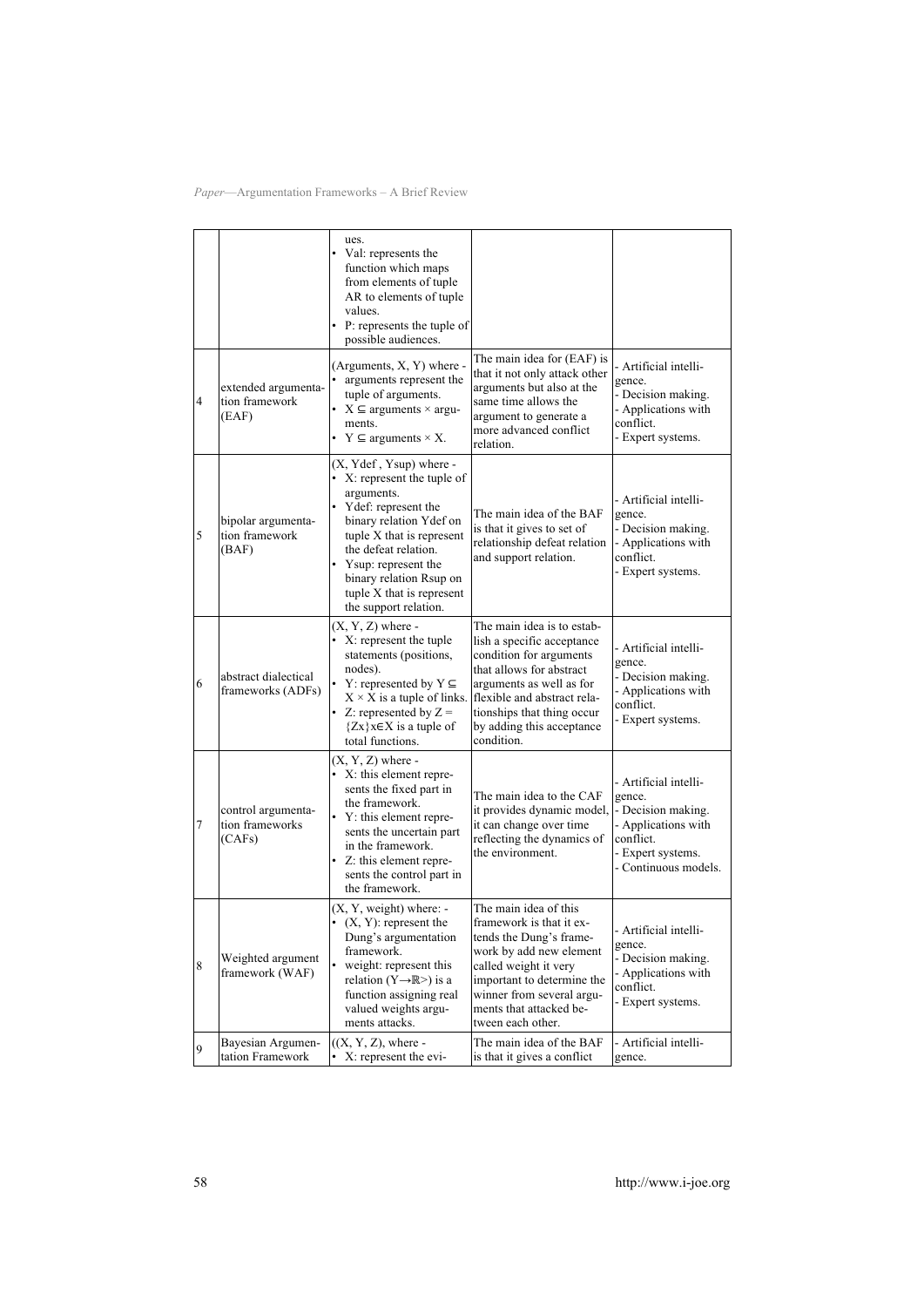|   |   |   |   |   |
|---|---|---|---|---|
|   |   | ues.<br>• Val: represents the function which maps from elements of tuple AR to elements of tuple values.<br>• P: represents the tuple of possible audiences. |   |   |
| 4 | extended argumentation framework (EAF) | (Arguments, X, Y) where -<br>• arguments represent the tuple of arguments.<br>• X ⊆ arguments × arguments.<br>• Y ⊆ arguments × X. | The main idea for (EAF) is that it not only attack other arguments but also at the same time allows the argument to generate a more advanced conflict relation. | - Artificial intelligence.<br>- Decision making.<br>- Applications with conflict.<br>- Expert systems. |
| 5 | bipolar argumentation framework (BAF) | (X, Ydef , Ysup) where -<br>• X: represent the tuple of arguments.<br>• Ydef: represent the binary relation Ydef on tuple X that is represent the defeat relation.<br>• Ysup: represent the binary relation Rsup on tuple X that is represent the support relation. | The main idea of the BAF is that it gives to set of relationship defeat relation and support relation. | - Artificial intelligence.<br>- Decision making.<br>- Applications with conflict.<br>- Expert systems. |
| 6 | abstract dialectical frameworks (ADFs) | (X, Y, Z) where -<br>• X: represent the tuple statements (positions, nodes).<br>• Y: represented by Y ⊆ X × X is a tuple of links.<br>• Z: represented by Z = {Zx}x∈X is a tuple of total functions. | The main idea is to establish a specific acceptance condition for arguments that allows for abstract arguments as well as for flexible and abstract relationships that thing occur by adding this acceptance condition. | - Artificial intelligence.<br>- Decision making.<br>- Applications with conflict.<br>- Expert systems. |
| 7 | control argumentation frameworks (CAFs) | (X, Y, Z) where -<br>• X: this element represents the fixed part in the framework.<br>• Y: this element represents the uncertain part in the framework.<br>• Z: this element represents the control part in the framework. | The main idea to the CAF it provides dynamic model, it can change over time reflecting the dynamics of the environment. | - Artificial intelligence.<br>- Decision making.<br>- Applications with conflict.<br>- Expert systems.<br>- Continuous models. |
| 8 | Weighted argument framework (WAF) | (X, Y, weight) where: -<br>• (X, Y): represent the Dung's argumentation framework.<br>• weight: represent this relation (Y→ℝ>) is a function assigning real valued weights arguments attacks. | The main idea of this framework is that it extends the Dung's framework by add new element called weight it very important to determine the winner from several arguments that attacked between each other. | - Artificial intelligence.<br>- Decision making.<br>- Applications with conflict.<br>- Expert systems. |
| 9 | Bayesian Argumentation Framework | ((X, Y, Z), where -<br>• X: represent the evi- | The main idea of the BAF is that it gives a conflict | - Artificial intelligence. |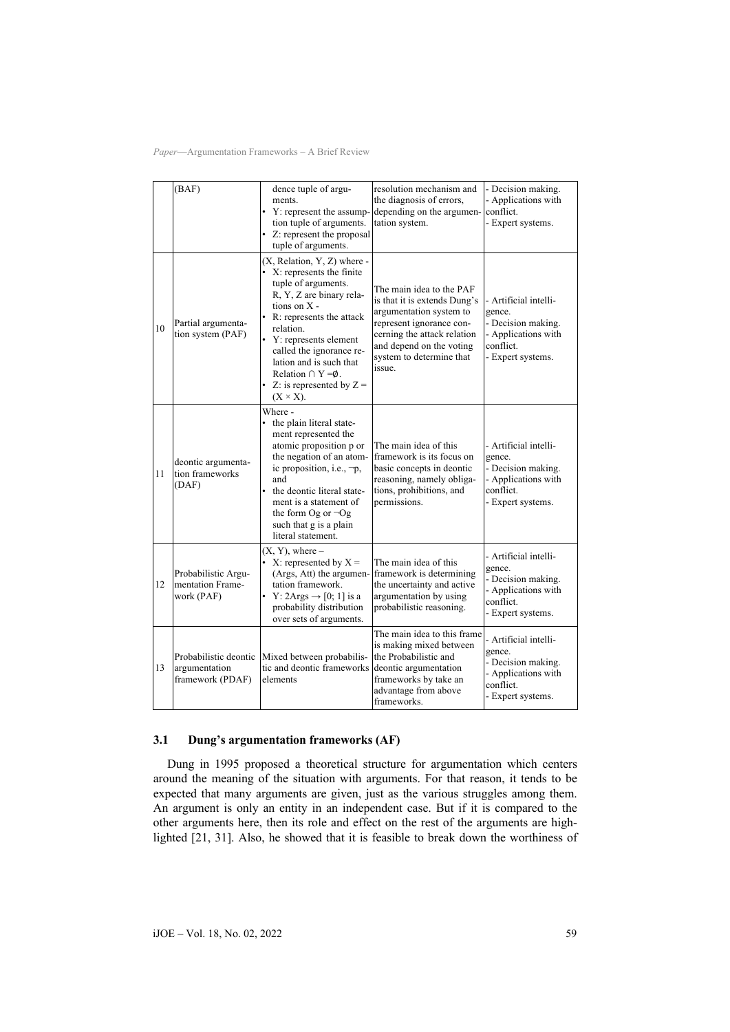| | (BAF) | dence tuple of arguments.<br>• Y: represent the assumption tuple of arguments.<br>• Z: represent the proposal tuple of arguments. | resolution mechanism and the diagnosis of errors, depending on the argumentation system. | - Decision making.<br>- Applications with conflict.<br>- Expert systems. |
|---|---|---|---|---|
| 10 | Partial argumentation system (PAF) | (X, Relation, Y, Z) where -<br>• X: represents the finite tuple of arguments.<br>R, Y, Z are binary relations on X -<br>• R: represents the attack relation.<br>• Y: represents element called the ignorance relation and is such that Relation ∩ Y =∅.<br>• Z: is represented by Z = (X × X). | The main idea to the PAF is that it is extends Dung's argumentation system to represent ignorance concerning the attack relation and depend on the voting system to determine that issue. | - Artificial intelligence.<br>- Decision making.<br>- Applications with conflict.<br>- Expert systems. |
| 11 | deontic argumentation frameworks (DAF) | Where -<br>• the plain literal statement represented the atomic proposition p or the negation of an atomic proposition, i.e., ¬p, and<br>• the deontic literal statement is a statement of the form Og or ¬Og such that g is a plain literal statement. | The main idea of this framework is its focus on basic concepts in deontic reasoning, namely obligations, prohibitions, and permissions. | - Artificial intelligence.<br>- Decision making.<br>- Applications with conflict.<br>- Expert systems. |
| 12 | Probabilistic Argumentation Framework (PAF) | (X, Y), where –<br>• X: represented by X = (Args, Att) the argumentation framework.<br>• Y: 2Args → [0; 1] is a probability distribution over sets of arguments. | The main idea of this framework is determining the uncertainty and active argumentation by using probabilistic reasoning. | - Artificial intelligence.<br>- Decision making.<br>- Applications with conflict.<br>- Expert systems. |
| 13 | Probabilistic deontic argumentation framework (PDAF) | Mixed between probabilistic and deontic frameworks elements | The main idea to this frame is making mixed between the Probabilistic and deontic argumentation frameworks by take an advantage from above frameworks. | - Artificial intelligence.<br>- Decision making.<br>- Applications with conflict.<br>- Expert systems. |

### 3.1 Dung's argumentation frameworks (AF)

Dung in 1995 proposed a theoretical structure for argumentation which centers around the meaning of the situation with arguments. For that reason, it tends to be expected that many arguments are given, just as the various struggles among them. An argument is only an entity in an independent case. But if it is compared to the other arguments here, then its role and effect on the rest of the arguments are highlighted [21, 31]. Also, he showed that it is feasible to break down the worthiness of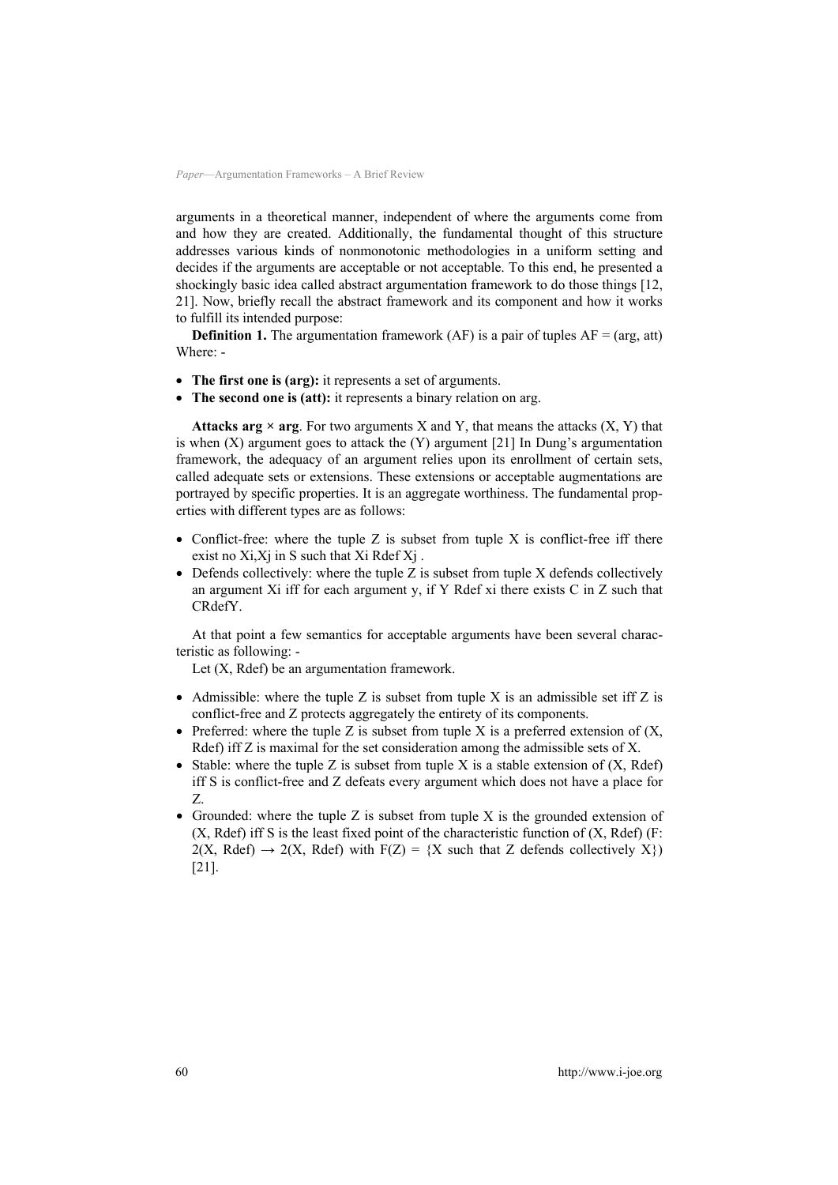arguments in a theoretical manner, independent of where the arguments come from and how they are created. Additionally, the fundamental thought of this structure addresses various kinds of nonmonotonic methodologies in a uniform setting and decides if the arguments are acceptable or not acceptable. To this end, he presented a shockingly basic idea called abstract argumentation framework to do those things [12, 21]. Now, briefly recall the abstract framework and its component and how it works to fulfill its intended purpose:

**Definition 1.** The argumentation framework (AF) is a pair of tuples AF = (arg, att) Where: -

- **The first one is (arg):** it represents a set of arguments.
- **The second one is (att):** it represents a binary relation on arg.

**Attacks arg × arg**. For two arguments X and Y, that means the attacks (X, Y) that is when (X) argument goes to attack the (Y) argument [21] In Dung's argumentation framework, the adequacy of an argument relies upon its enrollment of certain sets, called adequate sets or extensions. These extensions or acceptable augmentations are portrayed by specific properties. It is an aggregate worthiness. The fundamental properties with different types are as follows:

- Conflict-free: where the tuple Z is subset from tuple X is conflict-free iff there exist no $X_i$,$X_j$ in S such that $X_i$ Rdef $X_j$ .
- Defends collectively: where the tuple Z is subset from tuple X defends collectively an argument $X_i$ iff for each argument y, if Y Rdef $x_i$ there exists C in Z such that CRdefY.

At that point a few semantics for acceptable arguments have been several characteristic as following: -

Let (X, Rdef) be an argumentation framework.

- Admissible: where the tuple Z is subset from tuple X is an admissible set iff Z is conflict-free and Z protects aggregately the entirety of its components.
- Preferred: where the tuple Z is subset from tuple X is a preferred extension of (X, Rdef) iff Z is maximal for the set consideration among the admissible sets of X.
- Stable: where the tuple Z is subset from tuple X is a stable extension of (X, Rdef) iff S is conflict-free and Z defeats every argument which does not have a place for Z.
- Grounded: where the tuple Z is subset from tuple X is the grounded extension of (X, Rdef) iff S is the least fixed point of the characteristic function of (X, Rdef) (F: 2(X, Rdef) → 2(X, Rdef) with F(Z) = {X such that Z defends collectively X}) [21].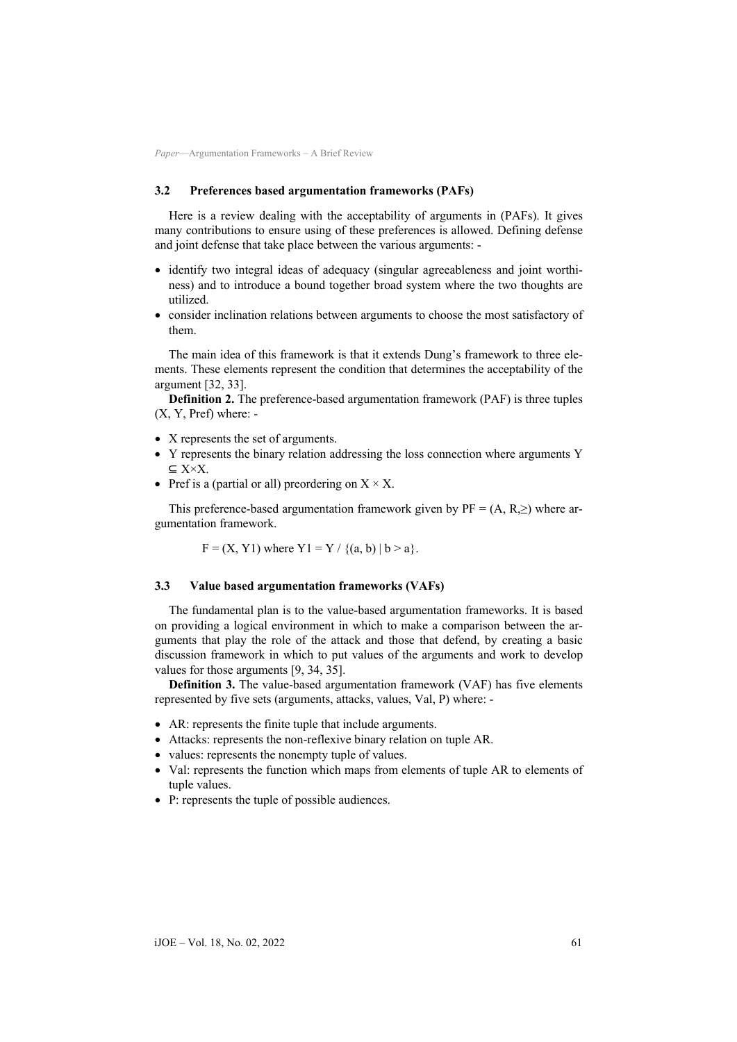### 3.2 Preferences based argumentation frameworks (PAFs)

Here is a review dealing with the acceptability of arguments in (PAFs). It gives many contributions to ensure using of these preferences is allowed. Defining defense and joint defense that take place between the various arguments: -

- identify two integral ideas of adequacy (singular agreeableness and joint worthiness) and to introduce a bound together broad system where the two thoughts are utilized.
- consider inclination relations between arguments to choose the most satisfactory of them.

The main idea of this framework is that it extends Dung's framework to three elements. These elements represent the condition that determines the acceptability of the argument [32, 33].

**Definition 2.** The preference-based argumentation framework (PAF) is three tuples (X, Y, Pref) where: -

- X represents the set of arguments.
- Y represents the binary relation addressing the loss connection where arguments $Y \subseteq X \times X$.
- Pref is a (partial or all) preordering on $X \times X$.

This preference-based argumentation framework given by $PF = (A, R, \geq)$ where argumentation framework.

$$F = (X, Y1) \text{ where } Y1 = Y / \{(a, b) \mid b > a\}.$$

### 3.3 Value based argumentation frameworks (VAFs)

The fundamental plan is to the value-based argumentation frameworks. It is based on providing a logical environment in which to make a comparison between the arguments that play the role of the attack and those that defend, by creating a basic discussion framework in which to put values of the arguments and work to develop values for those arguments [9, 34, 35].

**Definition 3.** The value-based argumentation framework (VAF) has five elements represented by five sets (arguments, attacks, values, Val, P) where: -

- AR: represents the finite tuple that include arguments.
- Attacks: represents the non-reflexive binary relation on tuple AR.
- values: represents the nonempty tuple of values.
- Val: represents the function which maps from elements of tuple AR to elements of tuple values.
- P: represents the tuple of possible audiences.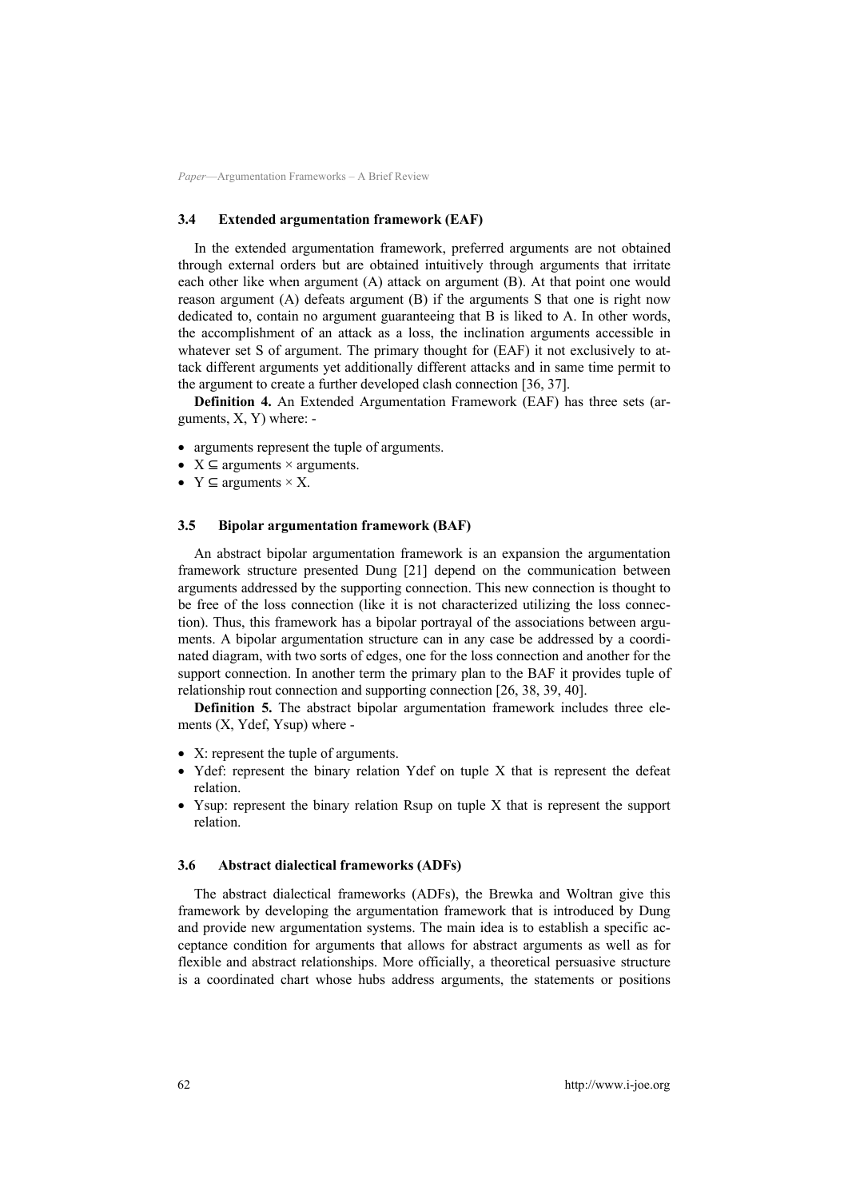### 3.4 Extended argumentation framework (EAF)

In the extended argumentation framework, preferred arguments are not obtained through external orders but are obtained intuitively through arguments that irritate each other like when argument (A) attack on argument (B). At that point one would reason argument (A) defeats argument (B) if the arguments S that one is right now dedicated to, contain no argument guaranteeing that B is liked to A. In other words, the accomplishment of an attack as a loss, the inclination arguments accessible in whatever set S of argument. The primary thought for (EAF) it not exclusively to attack different arguments yet additionally different attacks and in same time permit to the argument to create a further developed clash connection [36, 37].

**Definition 4.** An Extended Argumentation Framework (EAF) has three sets (arguments, X, Y) where: -

- arguments represent the tuple of arguments.
- $X \subseteq$ arguments × arguments.
- $Y \subseteq$ arguments × X.

### 3.5 Bipolar argumentation framework (BAF)

An abstract bipolar argumentation framework is an expansion the argumentation framework structure presented Dung [21] depend on the communication between arguments addressed by the supporting connection. This new connection is thought to be free of the loss connection (like it is not characterized utilizing the loss connection). Thus, this framework has a bipolar portrayal of the associations between arguments. A bipolar argumentation structure can in any case be addressed by a coordinated diagram, with two sorts of edges, one for the loss connection and another for the support connection. In another term the primary plan to the BAF it provides tuple of relationship rout connection and supporting connection [26, 38, 39, 40].

**Definition 5.** The abstract bipolar argumentation framework includes three elements (X, Ydef, Ysup) where -

- X: represent the tuple of arguments.
- Ydef: represent the binary relation Ydef on tuple X that is represent the defeat relation.
- Ysup: represent the binary relation Rsup on tuple X that is represent the support relation.

### 3.6 Abstract dialectical frameworks (ADFs)

The abstract dialectical frameworks (ADFs), the Brewka and Woltran give this framework by developing the argumentation framework that is introduced by Dung and provide new argumentation systems. The main idea is to establish a specific acceptance condition for arguments that allows for abstract arguments as well as for flexible and abstract relationships. More officially, a theoretical persuasive structure is a coordinated chart whose hubs address arguments, the statements or positions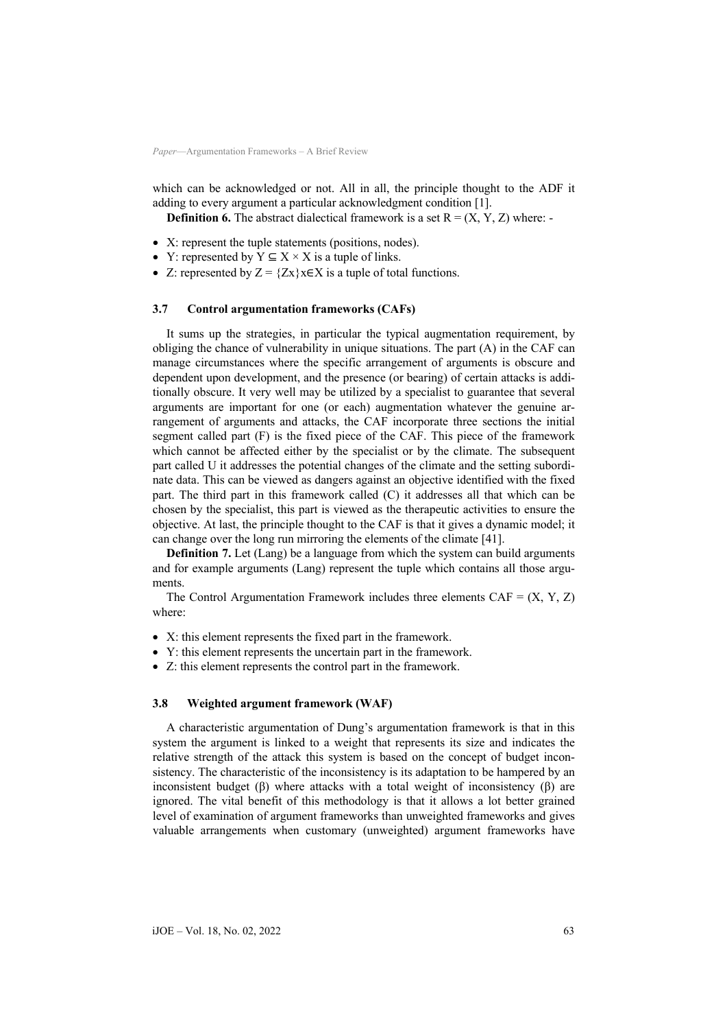which can be acknowledged or not. All in all, the principle thought to the ADF it adding to every argument a particular acknowledgment condition [1].

**Definition 6.** The abstract dialectical framework is a set $R = (X, Y, Z)$ where: -

- X: represent the tuple statements (positions, nodes).
- Y: represented by $Y \subseteq X \times X$ is a tuple of links.
- Z: represented by $Z = \{Zx\}x \in X$ is a tuple of total functions.

### 3.7 Control argumentation frameworks (CAFs)

It sums up the strategies, in particular the typical augmentation requirement, by obliging the chance of vulnerability in unique situations. The part (A) in the CAF can manage circumstances where the specific arrangement of arguments is obscure and dependent upon development, and the presence (or bearing) of certain attacks is additionally obscure. It very well may be utilized by a specialist to guarantee that several arguments are important for one (or each) augmentation whatever the genuine arrangement of arguments and attacks, the CAF incorporate three sections the initial segment called part (F) is the fixed piece of the CAF. This piece of the framework which cannot be affected either by the specialist or by the climate. The subsequent part called U it addresses the potential changes of the climate and the setting subordinate data. This can be viewed as dangers against an objective identified with the fixed part. The third part in this framework called (C) it addresses all that which can be chosen by the specialist, this part is viewed as the therapeutic activities to ensure the objective. At last, the principle thought to the CAF is that it gives a dynamic model; it can change over the long run mirroring the elements of the climate [41].

**Definition 7.** Let (Lang) be a language from which the system can build arguments and for example arguments (Lang) represent the tuple which contains all those arguments.

The Control Argumentation Framework includes three elements $CAF = (X, Y, Z)$ where:

- X: this element represents the fixed part in the framework.
- Y: this element represents the uncertain part in the framework.
- Z: this element represents the control part in the framework.

### 3.8 Weighted argument framework (WAF)

A characteristic argumentation of Dung's argumentation framework is that in this system the argument is linked to a weight that represents its size and indicates the relative strength of the attack this system is based on the concept of budget inconsistency. The characteristic of the inconsistency is its adaptation to be hampered by an inconsistent budget ($\beta$) where attacks with a total weight of inconsistency ($\beta$) are ignored. The vital benefit of this methodology is that it allows a lot better grained level of examination of argument frameworks than unweighted frameworks and gives valuable arrangements when customary (unweighted) argument frameworks have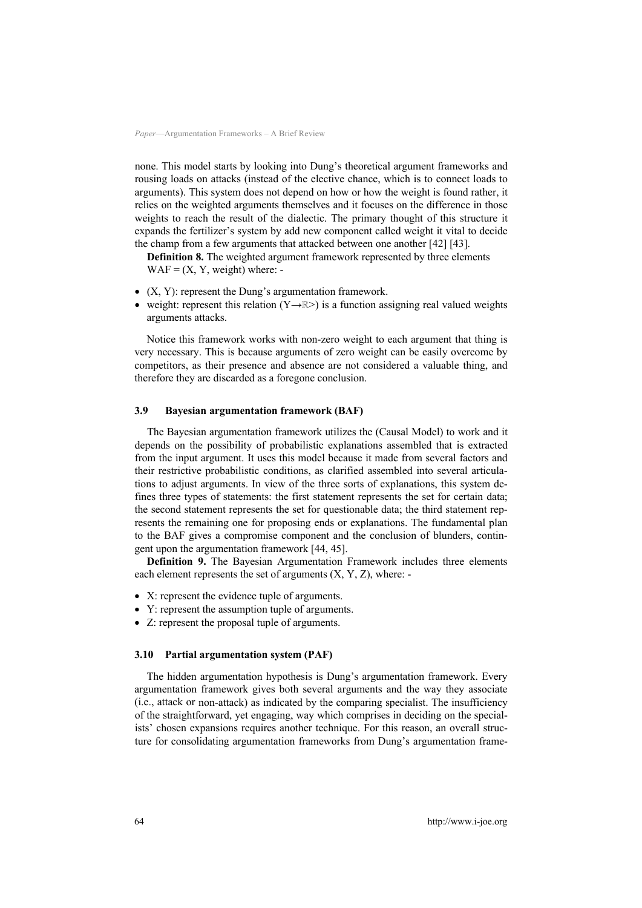none. This model starts by looking into Dung's theoretical argument frameworks and rousing loads on attacks (instead of the elective chance, which is to connect loads to arguments). This system does not depend on how or how the weight is found rather, it relies on the weighted arguments themselves and it focuses on the difference in those weights to reach the result of the dialectic. The primary thought of this structure it expands the fertilizer's system by add new component called weight it vital to decide the champ from a few arguments that attacked between one another [42] [43].

**Definition 8.** The weighted argument framework represented by three elements WAF = (X, Y, weight) where: -

- (X, Y): represent the Dung's argumentation framework.
- weight: represent this relation ($Y \rightarrow \mathbb{R}>$) is a function assigning real valued weights arguments attacks.

Notice this framework works with non-zero weight to each argument that thing is very necessary. This is because arguments of zero weight can be easily overcome by competitors, as their presence and absence are not considered a valuable thing, and therefore they are discarded as a foregone conclusion.

### 3.9 Bayesian argumentation framework (BAF)

The Bayesian argumentation framework utilizes the (Causal Model) to work and it depends on the possibility of probabilistic explanations assembled that is extracted from the input argument. It uses this model because it made from several factors and their restrictive probabilistic conditions, as clarified assembled into several articulations to adjust arguments. In view of the three sorts of explanations, this system defines three types of statements: the first statement represents the set for certain data; the second statement represents the set for questionable data; the third statement represents the remaining one for proposing ends or explanations. The fundamental plan to the BAF gives a compromise component and the conclusion of blunders, contingent upon the argumentation framework [44, 45].

**Definition 9.** The Bayesian Argumentation Framework includes three elements each element represents the set of arguments (X, Y, Z), where: -

- X: represent the evidence tuple of arguments.
- Y: represent the assumption tuple of arguments.
- Z: represent the proposal tuple of arguments.

### 3.10 Partial argumentation system (PAF)

The hidden argumentation hypothesis is Dung's argumentation framework. Every argumentation framework gives both several arguments and the way they associate (i.e., attack or non-attack) as indicated by the comparing specialist. The insufficiency of the straightforward, yet engaging, way which comprises in deciding on the specialists' chosen expansions requires another technique. For this reason, an overall structure for consolidating argumentation frameworks from Dung's argumentation frame-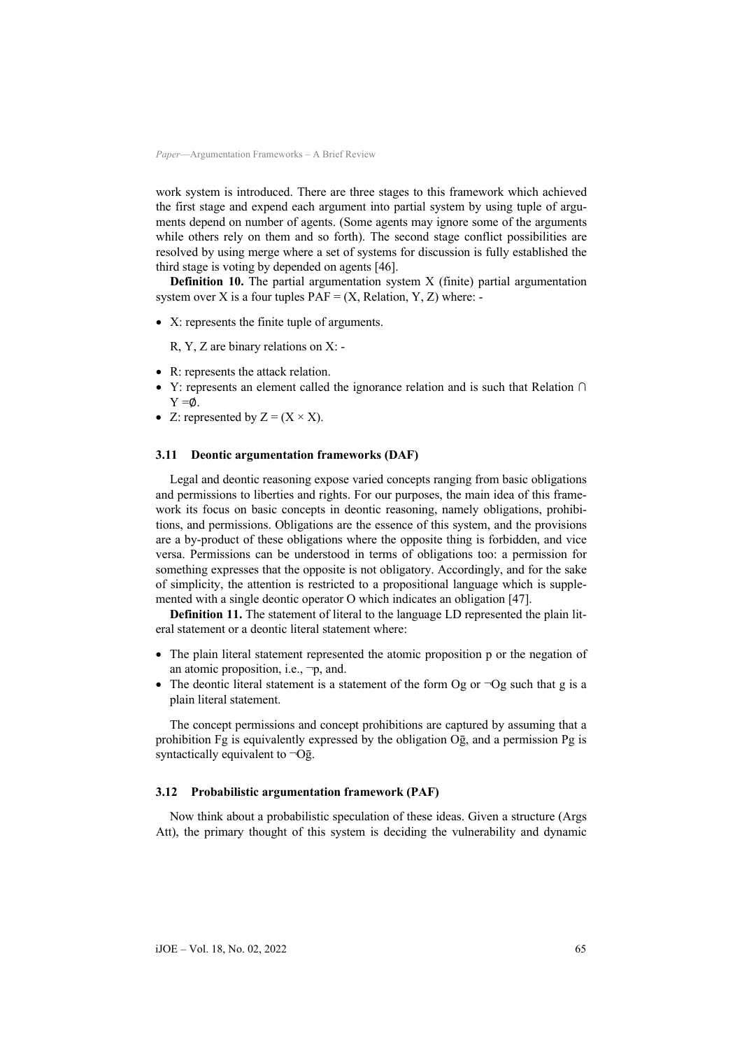work system is introduced. There are three stages to this framework which achieved the first stage and expend each argument into partial system by using tuple of arguments depend on number of agents. (Some agents may ignore some of the arguments while others rely on them and so forth). The second stage conflict possibilities are resolved by using merge where a set of systems for discussion is fully established the third stage is voting by depended on agents [46].

**Definition 10.** The partial argumentation system X (finite) partial argumentation system over X is a four tuples PAF = (X, Relation, Y, Z) where: -

- X: represents the finite tuple of arguments.

  R, Y, Z are binary relations on X: -

- R: represents the attack relation.
- Y: represents an element called the ignorance relation and is such that Relation $\cap$ Y $=\emptyset$.
- Z: represented by $Z = (X \times X)$.

### 3.11 Deontic argumentation frameworks (DAF)

Legal and deontic reasoning expose varied concepts ranging from basic obligations and permissions to liberties and rights. For our purposes, the main idea of this framework its focus on basic concepts in deontic reasoning, namely obligations, prohibitions, and permissions. Obligations are the essence of this system, and the provisions are a by-product of these obligations where the opposite thing is forbidden, and vice versa. Permissions can be understood in terms of obligations too: a permission for something expresses that the opposite is not obligatory. Accordingly, and for the sake of simplicity, the attention is restricted to a propositional language which is supplemented with a single deontic operator O which indicates an obligation [47].

**Definition 11.** The statement of literal to the language LD represented the plain literal statement or a deontic literal statement where:

- The plain literal statement represented the atomic proposition p or the negation of an atomic proposition, i.e., $\neg p$, and.
- The deontic literal statement is a statement of the form Og or $\neg$Og such that g is a plain literal statement.

The concept permissions and concept prohibitions are captured by assuming that a prohibition Fg is equivalently expressed by the obligation $O\bar{g}$, and a permission Pg is syntactically equivalent to $\neg O\bar{g}$.

### 3.12 Probabilistic argumentation framework (PAF)

Now think about a probabilistic speculation of these ideas. Given a structure (Args Att), the primary thought of this system is deciding the vulnerability and dynamic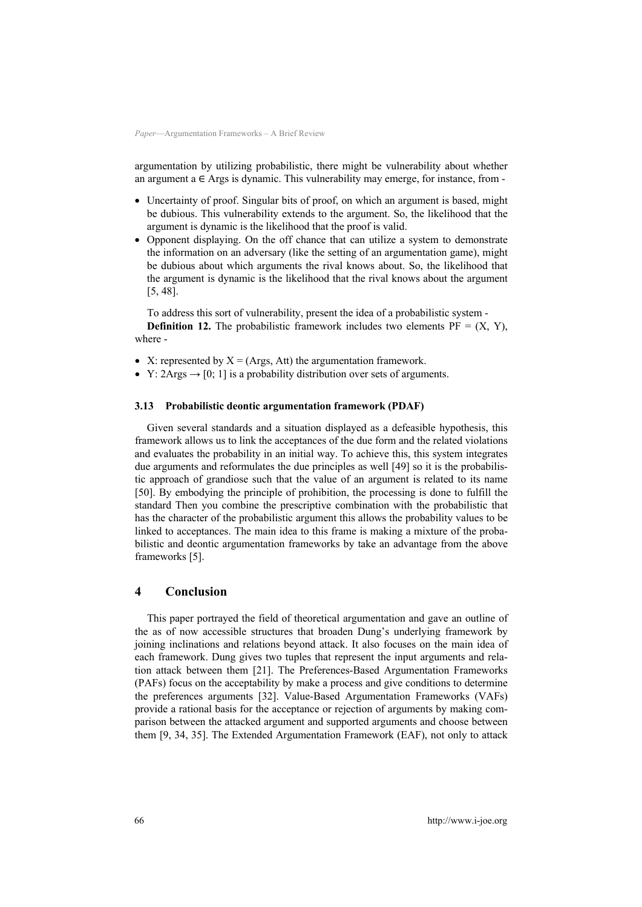argumentation by utilizing probabilistic, there might be vulnerability about whether an argument a ∈ Args is dynamic. This vulnerability may emerge, for instance, from -

- Uncertainty of proof. Singular bits of proof, on which an argument is based, might be dubious. This vulnerability extends to the argument. So, the likelihood that the argument is dynamic is the likelihood that the proof is valid.
- Opponent displaying. On the off chance that can utilize a system to demonstrate the information on an adversary (like the setting of an argumentation game), might be dubious about which arguments the rival knows about. So, the likelihood that the argument is dynamic is the likelihood that the rival knows about the argument [5, 48].

To address this sort of vulnerability, present the idea of a probabilistic system -

**Definition 12.** The probabilistic framework includes two elements PF = (X, Y), where -

- X: represented by X = (Args, Att) the argumentation framework.
- Y: 2Args → [0; 1] is a probability distribution over sets of arguments.

### 3.13 Probabilistic deontic argumentation framework (PDAF)

Given several standards and a situation displayed as a defeasible hypothesis, this framework allows us to link the acceptances of the due form and the related violations and evaluates the probability in an initial way. To achieve this, this system integrates due arguments and reformulates the due principles as well [49] so it is the probabilistic approach of grandiose such that the value of an argument is related to its name [50]. By embodying the principle of prohibition, the processing is done to fulfill the standard Then you combine the prescriptive combination with the probabilistic that has the character of the probabilistic argument this allows the probability values to be linked to acceptances. The main idea to this frame is making a mixture of the probabilistic and deontic argumentation frameworks by take an advantage from the above frameworks [5].

## 4 Conclusion

This paper portrayed the field of theoretical argumentation and gave an outline of the as of now accessible structures that broaden Dung's underlying framework by joining inclinations and relations beyond attack. It also focuses on the main idea of each framework. Dung gives two tuples that represent the input arguments and relation attack between them [21]. The Preferences-Based Argumentation Frameworks (PAFs) focus on the acceptability by make a process and give conditions to determine the preferences arguments [32]. Value-Based Argumentation Frameworks (VAFs) provide a rational basis for the acceptance or rejection of arguments by making comparison between the attacked argument and supported arguments and choose between them [9, 34, 35]. The Extended Argumentation Framework (EAF), not only to attack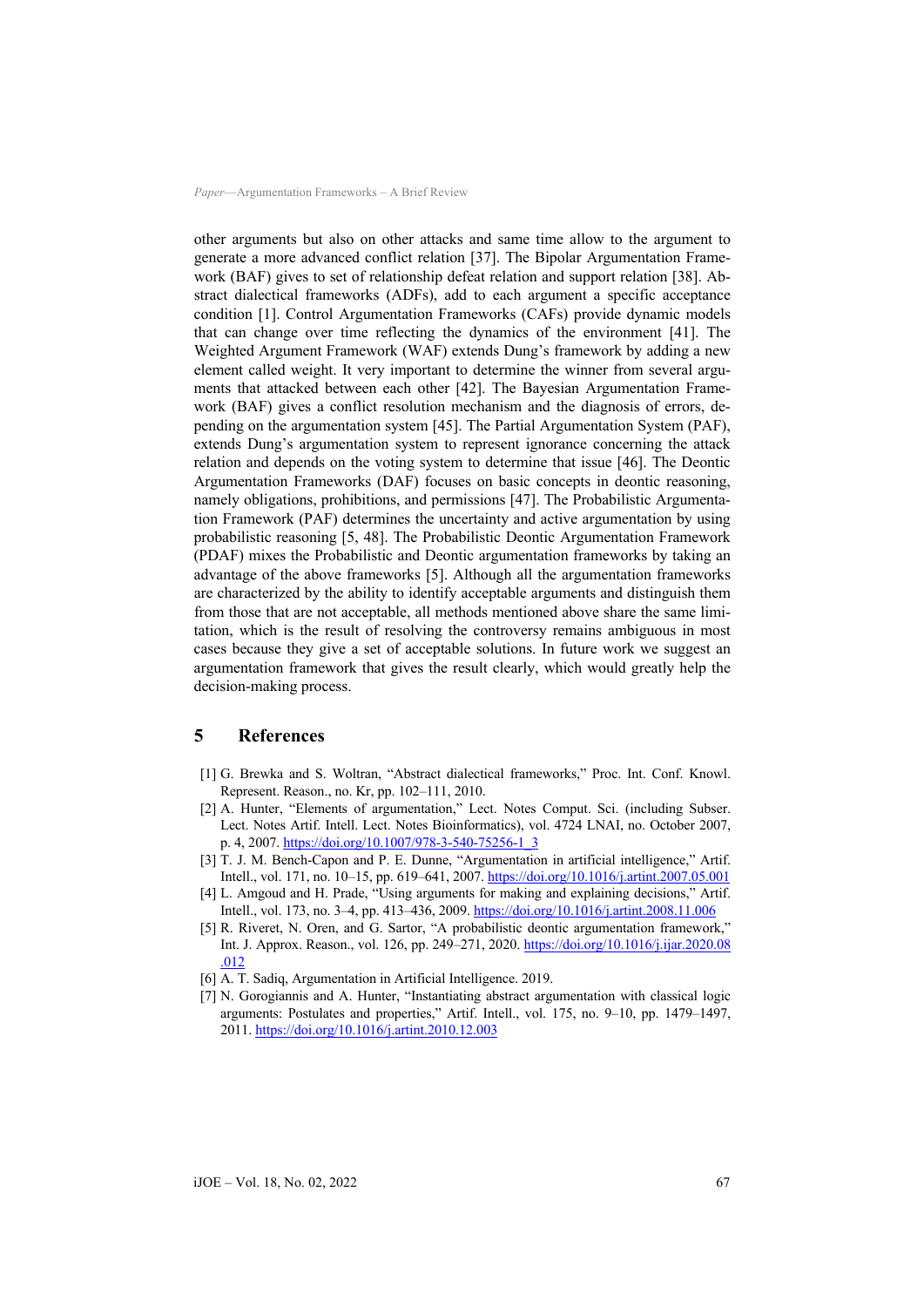other arguments but also on other attacks and same time allow to the argument to generate a more advanced conflict relation [37]. The Bipolar Argumentation Framework (BAF) gives to set of relationship defeat relation and support relation [38]. Abstract dialectical frameworks (ADFs), add to each argument a specific acceptance condition [1]. Control Argumentation Frameworks (CAFs) provide dynamic models that can change over time reflecting the dynamics of the environment [41]. The Weighted Argument Framework (WAF) extends Dung's framework by adding a new element called weight. It very important to determine the winner from several arguments that attacked between each other [42]. The Bayesian Argumentation Framework (BAF) gives a conflict resolution mechanism and the diagnosis of errors, depending on the argumentation system [45]. The Partial Argumentation System (PAF), extends Dung's argumentation system to represent ignorance concerning the attack relation and depends on the voting system to determine that issue [46]. The Deontic Argumentation Frameworks (DAF) focuses on basic concepts in deontic reasoning, namely obligations, prohibitions, and permissions [47]. The Probabilistic Argumentation Framework (PAF) determines the uncertainty and active argumentation by using probabilistic reasoning [5, 48]. The Probabilistic Deontic Argumentation Framework (PDAF) mixes the Probabilistic and Deontic argumentation frameworks by taking an advantage of the above frameworks [5]. Although all the argumentation frameworks are characterized by the ability to identify acceptable arguments and distinguish them from those that are not acceptable, all methods mentioned above share the same limitation, which is the result of resolving the controversy remains ambiguous in most cases because they give a set of acceptable solutions. In future work we suggest an argumentation framework that gives the result clearly, which would greatly help the decision-making process.

## 5 References

[1] G. Brewka and S. Woltran, "Abstract dialectical frameworks," Proc. Int. Conf. Knowl. Represent. Reason., no. Kr, pp. 102–111, 2010.

[2] A. Hunter, "Elements of argumentation," Lect. Notes Comput. Sci. (including Subser. Lect. Notes Artif. Intell. Lect. Notes Bioinformatics), vol. 4724 LNAI, no. October 2007, p. 4, 2007. https://doi.org/10.1007/978-3-540-75256-1_3

[3] T. J. M. Bench-Capon and P. E. Dunne, "Argumentation in artificial intelligence," Artif. Intell., vol. 171, no. 10–15, pp. 619–641, 2007. https://doi.org/10.1016/j.artint.2007.05.001

[4] L. Amgoud and H. Prade, "Using arguments for making and explaining decisions," Artif. Intell., vol. 173, no. 3–4, pp. 413–436, 2009. https://doi.org/10.1016/j.artint.2008.11.006

[5] R. Riveret, N. Oren, and G. Sartor, "A probabilistic deontic argumentation framework," Int. J. Approx. Reason., vol. 126, pp. 249–271, 2020. https://doi.org/10.1016/j.ijar.2020.08.012

[6] A. T. Sadiq, Argumentation in Artificial Intelligence. 2019.

[7] N. Gorogiannis and A. Hunter, "Instantiating abstract argumentation with classical logic arguments: Postulates and properties," Artif. Intell., vol. 175, no. 9–10, pp. 1479–1497, 2011. https://doi.org/10.1016/j.artint.2010.12.003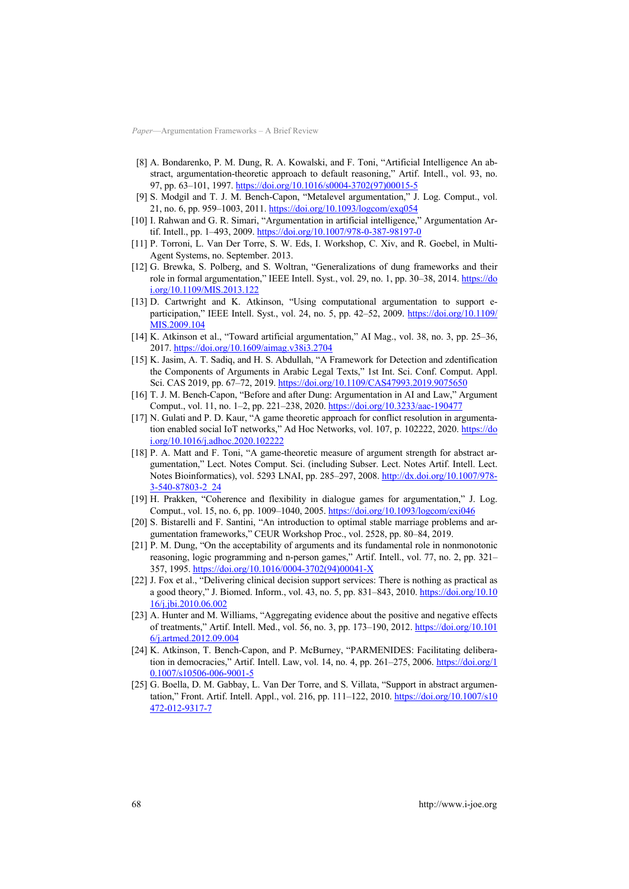[8] A. Bondarenko, P. M. Dung, R. A. Kowalski, and F. Toni, "Artificial Intelligence An abstract, argumentation-theoretic approach to default reasoning," Artif. Intell., vol. 93, no. 97, pp. 63–101, 1997. https://doi.org/10.1016/s0004-3702(97)00015-5

[9] S. Modgil and T. J. M. Bench-Capon, "Metalevel argumentation," J. Log. Comput., vol. 21, no. 6, pp. 959–1003, 2011. https://doi.org/10.1093/logcom/exq054

[10] I. Rahwan and G. R. Simari, "Argumentation in artificial intelligence," Argumentation Artif. Intell., pp. 1–493, 2009. https://doi.org/10.1007/978-0-387-98197-0

[11] P. Torroni, L. Van Der Torre, S. W. Eds, I. Workshop, C. Xiv, and R. Goebel, in Multi-Agent Systems, no. September. 2013.

[12] G. Brewka, S. Polberg, and S. Woltran, "Generalizations of dung frameworks and their role in formal argumentation," IEEE Intell. Syst., vol. 29, no. 1, pp. 30–38, 2014. https://doi.org/10.1109/MIS.2013.122

[13] D. Cartwright and K. Atkinson, "Using computational argumentation to support e-participation," IEEE Intell. Syst., vol. 24, no. 5, pp. 42–52, 2009. https://doi.org/10.1109/MIS.2009.104

[14] K. Atkinson et al., "Toward artificial argumentation," AI Mag., vol. 38, no. 3, pp. 25–36, 2017. https://doi.org/10.1609/aimag.v38i3.2704

[15] K. Jasim, A. T. Sadiq, and H. S. Abdullah, "A Framework for Detection and zdentification the Components of Arguments in Arabic Legal Texts," 1st Int. Sci. Conf. Comput. Appl. Sci. CAS 2019, pp. 67–72, 2019. https://doi.org/10.1109/CAS47993.2019.9075650

[16] T. J. M. Bench-Capon, "Before and after Dung: Argumentation in AI and Law," Argument Comput., vol. 11, no. 1–2, pp. 221–238, 2020. https://doi.org/10.3233/aac-190477

[17] N. Gulati and P. D. Kaur, "A game theoretic approach for conflict resolution in argumentation enabled social IoT networks," Ad Hoc Networks, vol. 107, p. 102222, 2020. https://doi.org/10.1016/j.adhoc.2020.102222

[18] P. A. Matt and F. Toni, "A game-theoretic measure of argument strength for abstract argumentation," Lect. Notes Comput. Sci. (including Subser. Lect. Notes Artif. Intell. Lect. Notes Bioinformatics), vol. 5293 LNAI, pp. 285–297, 2008. http://dx.doi.org/10.1007/978-3-540-87803-2_24

[19] H. Prakken, "Coherence and flexibility in dialogue games for argumentation," J. Log. Comput., vol. 15, no. 6, pp. 1009–1040, 2005. https://doi.org/10.1093/logcom/exi046

[20] S. Bistarelli and F. Santini, "An introduction to optimal stable marriage problems and argumentation frameworks," CEUR Workshop Proc., vol. 2528, pp. 80–84, 2019.

[21] P. M. Dung, "On the acceptability of arguments and its fundamental role in nonmonotonic reasoning, logic programming and n-person games," Artif. Intell., vol. 77, no. 2, pp. 321–357, 1995. https://doi.org/10.1016/0004-3702(94)00041-X

[22] J. Fox et al., "Delivering clinical decision support services: There is nothing as practical as a good theory," J. Biomed. Inform., vol. 43, no. 5, pp. 831–843, 2010. https://doi.org/10.1016/j.jbi.2010.06.002

[23] A. Hunter and M. Williams, "Aggregating evidence about the positive and negative effects of treatments," Artif. Intell. Med., vol. 56, no. 3, pp. 173–190, 2012. https://doi.org/10.1016/j.artmed.2012.09.004

[24] K. Atkinson, T. Bench-Capon, and P. McBurney, "PARMENIDES: Facilitating deliberation in democracies," Artif. Intell. Law, vol. 14, no. 4, pp. 261–275, 2006. https://doi.org/10.1007/s10506-006-9001-5

[25] G. Boella, D. M. Gabbay, L. Van Der Torre, and S. Villata, "Support in abstract argumentation," Front. Artif. Intell. Appl., vol. 216, pp. 111–122, 2010. https://doi.org/10.1007/s10472-012-9317-7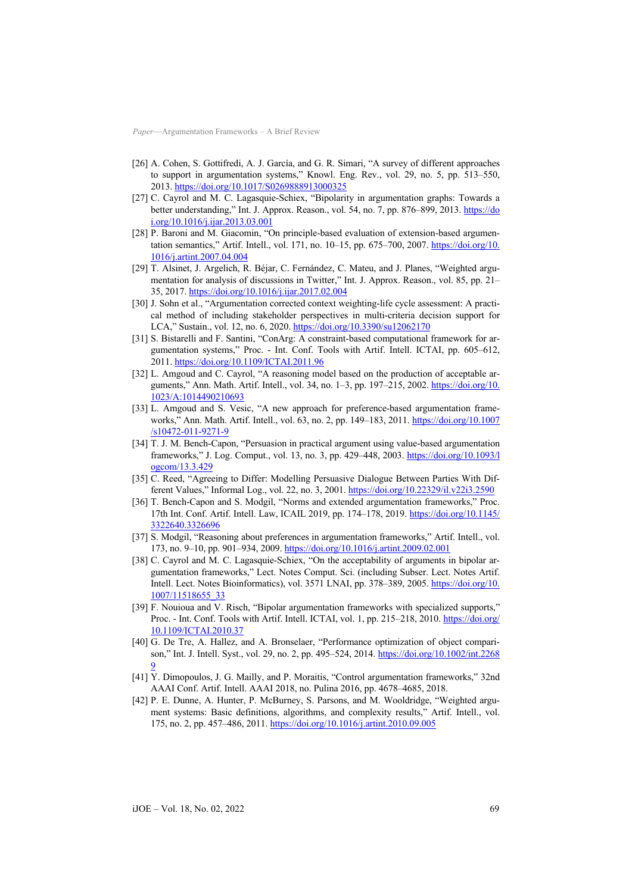[26] A. Cohen, S. Gottifredi, A. J. García, and G. R. Simari, "A survey of different approaches to support in argumentation systems," Knowl. Eng. Rev., vol. 29, no. 5, pp. 513–550, 2013. https://doi.org/10.1017/S0269888913000325

[27] C. Cayrol and M. C. Lagasquie-Schiex, "Bipolarity in argumentation graphs: Towards a better understanding," Int. J. Approx. Reason., vol. 54, no. 7, pp. 876–899, 2013. https://doi.org/10.1016/j.ijar.2013.03.001

[28] P. Baroni and M. Giacomin, "On principle-based evaluation of extension-based argumentation semantics," Artif. Intell., vol. 171, no. 10–15, pp. 675–700, 2007. https://doi.org/10.1016/j.artint.2007.04.004

[29] T. Alsinet, J. Argelich, R. Béjar, C. Fernández, C. Mateu, and J. Planes, "Weighted argumentation for analysis of discussions in Twitter," Int. J. Approx. Reason., vol. 85, pp. 21–35, 2017. https://doi.org/10.1016/j.ijar.2017.02.004

[30] J. Sohn et al., "Argumentation corrected context weighting-life cycle assessment: A practical method of including stakeholder perspectives in multi-criteria decision support for LCA," Sustain., vol. 12, no. 6, 2020. https://doi.org/10.3390/su12062170

[31] S. Bistarelli and F. Santini, "ConArg: A constraint-based computational framework for argumentation systems," Proc. - Int. Conf. Tools with Artif. Intell. ICTAI, pp. 605–612, 2011. https://doi.org/10.1109/ICTAI.2011.96

[32] L. Amgoud and C. Cayrol, "A reasoning model based on the production of acceptable arguments," Ann. Math. Artif. Intell., vol. 34, no. 1–3, pp. 197–215, 2002. https://doi.org/10.1023/A:1014490210693

[33] L. Amgoud and S. Vesic, "A new approach for preference-based argumentation frameworks," Ann. Math. Artif. Intell., vol. 63, no. 2, pp. 149–183, 2011. https://doi.org/10.1007/s10472-011-9271-9

[34] T. J. M. Bench-Capon, "Persuasion in practical argument using value-based argumentation frameworks," J. Log. Comput., vol. 13, no. 3, pp. 429–448, 2003. https://doi.org/10.1093/logcom/13.3.429

[35] C. Reed, "Agreeing to Differ: Modelling Persuasive Dialogue Between Parties With Different Values," Informal Log., vol. 22, no. 3, 2001. https://doi.org/10.22329/il.v22i3.2590

[36] T. Bench-Capon and S. Modgil, "Norms and extended argumentation frameworks," Proc. 17th Int. Conf. Artif. Intell. Law, ICAIL 2019, pp. 174–178, 2019. https://doi.org/10.1145/3322640.3326696

[37] S. Modgil, "Reasoning about preferences in argumentation frameworks," Artif. Intell., vol. 173, no. 9–10, pp. 901–934, 2009. https://doi.org/10.1016/j.artint.2009.02.001

[38] C. Cayrol and M. C. Lagasquie-Schiex, "On the acceptability of arguments in bipolar argumentation frameworks," Lect. Notes Comput. Sci. (including Subser. Lect. Notes Artif. Intell. Lect. Notes Bioinformatics), vol. 3571 LNAI, pp. 378–389, 2005. https://doi.org/10.1007/11518655_33

[39] F. Nouioua and V. Risch, "Bipolar argumentation frameworks with specialized supports," Proc. - Int. Conf. Tools with Artif. Intell. ICTAI, vol. 1, pp. 215–218, 2010. https://doi.org/10.1109/ICTAI.2010.37

[40] G. De Tre, A. Hallez, and A. Bronselaer, "Performance optimization of object comparison," Int. J. Intell. Syst., vol. 29, no. 2, pp. 495–524, 2014. https://doi.org/10.1002/int.22689

[41] Y. Dimopoulos, J. G. Mailly, and P. Moraitis, "Control argumentation frameworks," 32nd AAAI Conf. Artif. Intell. AAAI 2018, no. Pulina 2016, pp. 4678–4685, 2018.

[42] P. E. Dunne, A. Hunter, P. McBurney, S. Parsons, and M. Wooldridge, "Weighted argument systems: Basic definitions, algorithms, and complexity results," Artif. Intell., vol. 175, no. 2, pp. 457–486, 2011. https://doi.org/10.1016/j.artint.2010.09.005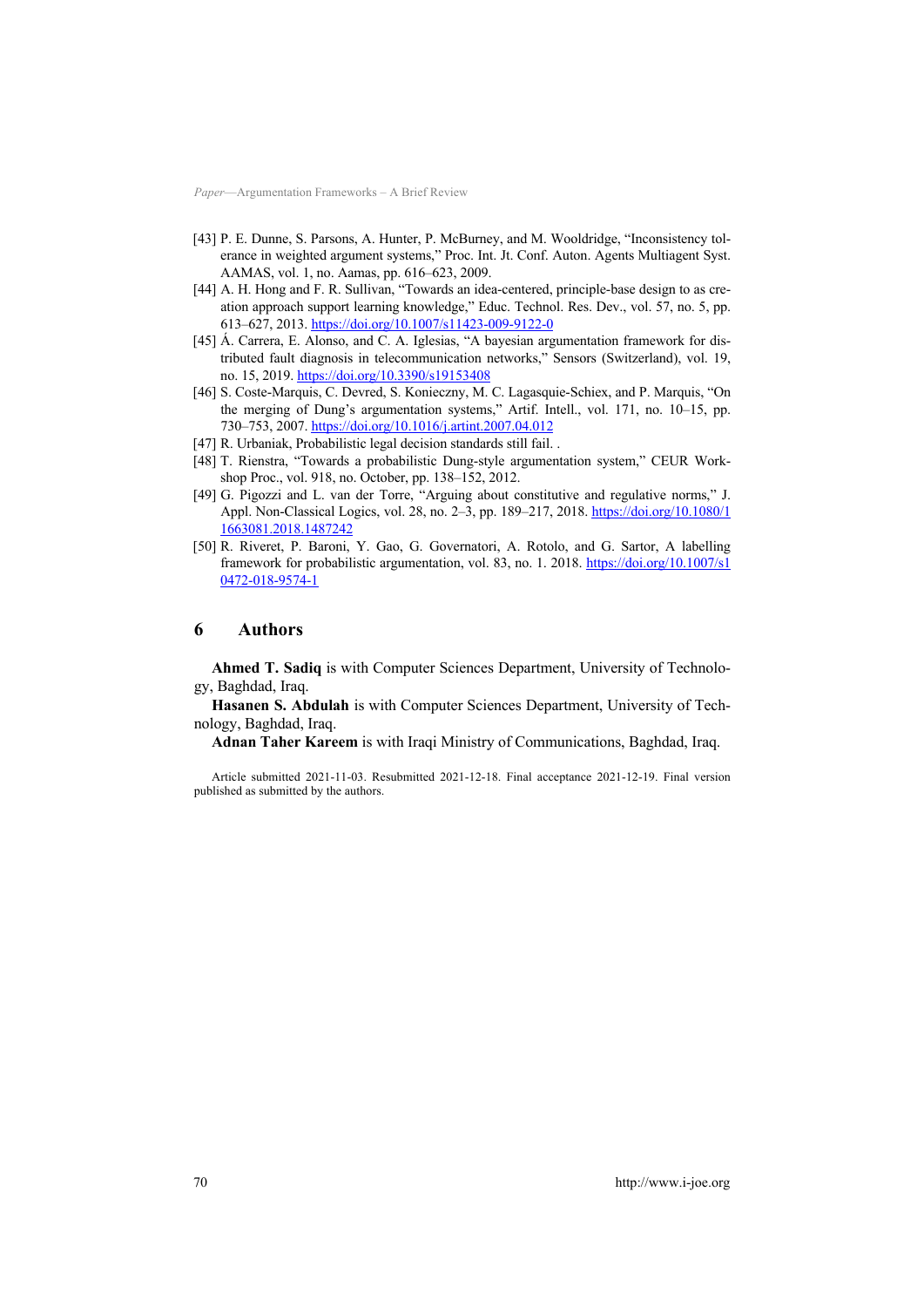[43] P. E. Dunne, S. Parsons, A. Hunter, P. McBurney, and M. Wooldridge, "Inconsistency tolerance in weighted argument systems," Proc. Int. Jt. Conf. Auton. Agents Multiagent Syst. AAMAS, vol. 1, no. Aamas, pp. 616–623, 2009.

[44] A. H. Hong and F. R. Sullivan, "Towards an idea-centered, principle-base design to as creation approach support learning knowledge," Educ. Technol. Res. Dev., vol. 57, no. 5, pp. 613–627, 2013. https://doi.org/10.1007/s11423-009-9122-0

[45] Á. Carrera, E. Alonso, and C. A. Iglesias, "A bayesian argumentation framework for distributed fault diagnosis in telecommunication networks," Sensors (Switzerland), vol. 19, no. 15, 2019. https://doi.org/10.3390/s19153408

[46] S. Coste-Marquis, C. Devred, S. Konieczny, M. C. Lagasquie-Schiex, and P. Marquis, "On the merging of Dung's argumentation systems," Artif. Intell., vol. 171, no. 10–15, pp. 730–753, 2007. https://doi.org/10.1016/j.artint.2007.04.012

[47] R. Urbaniak, Probabilistic legal decision standards still fail. .

[48] T. Rienstra, "Towards a probabilistic Dung-style argumentation system," CEUR Workshop Proc., vol. 918, no. October, pp. 138–152, 2012.

[49] G. Pigozzi and L. van der Torre, "Arguing about constitutive and regulative norms," J. Appl. Non-Classical Logics, vol. 28, no. 2–3, pp. 189–217, 2018. https://doi.org/10.1080/11663081.2018.1487242

[50] R. Riveret, P. Baroni, Y. Gao, G. Governatori, A. Rotolo, and G. Sartor, A labelling framework for probabilistic argumentation, vol. 83, no. 1. 2018. https://doi.org/10.1007/s10472-018-9574-1

## 6 Authors

**Ahmed T. Sadiq** is with Computer Sciences Department, University of Technology, Baghdad, Iraq.

**Hasanen S. Abdulah** is with Computer Sciences Department, University of Technology, Baghdad, Iraq.

**Adnan Taher Kareem** is with Iraqi Ministry of Communications, Baghdad, Iraq.

Article submitted 2021-11-03. Resubmitted 2021-12-18. Final acceptance 2021-12-19. Final version published as submitted by the authors.